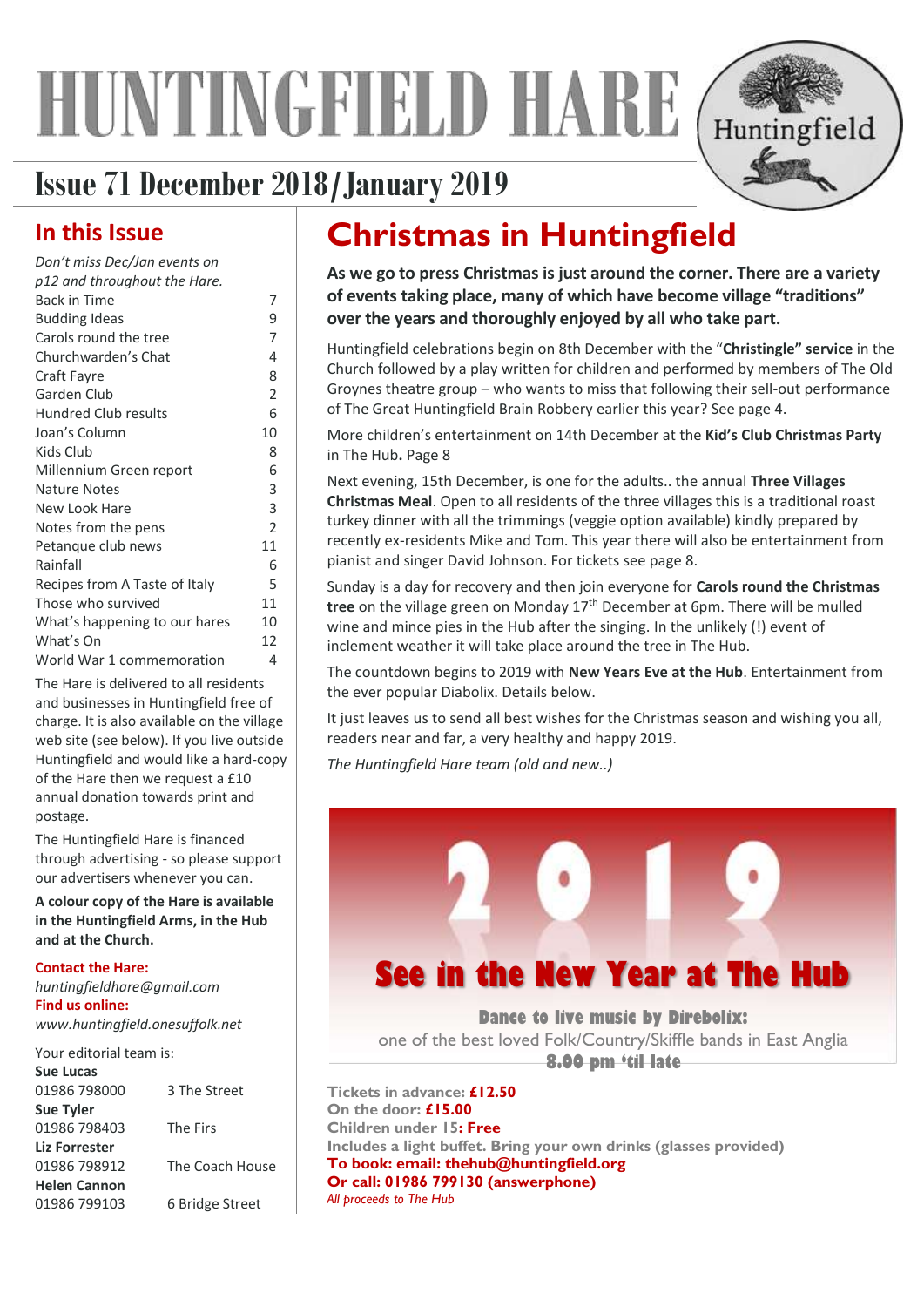# HUNTINGFIELD HARE

## Issue 71 December 2018/January 2019

Huntingfield

## In this Issue

*Don't miss Dec/Jan events on p12 and throughout the Hare.*

| | |
|---|---|
| Back in Time | 7 |
| Budding Ideas | 9 |
| Carols round the tree | 7 |
| Churchwarden's Chat | 4 |
| Craft Fayre | 8 |
| Garden Club | 2 |
| Hundred Club results | 6 |
| Joan's Column | 10 |
| Kids Club | 8 |
| Millennium Green report | 6 |
| Nature Notes | 3 |
| New Look Hare | 3 |
| Notes from the pens | 2 |
| Petanque club news | 11 |
| Rainfall | 6 |
| Recipes from A Taste of Italy | 5 |
| Those who survived | 11 |
| What's happening to our hares | 10 |
| What's On | 12 |
| World War 1 commemoration | 4 |

The Hare is delivered to all residents and businesses in Huntingfield free of charge. It is also available on the village web site (see below). If you live outside Huntingfield and would like a hard-copy of the Hare then we request a £10 annual donation towards print and postage.

The Huntingfield Hare is financed through advertising - so please support our advertisers whenever you can.

**A colour copy of the Hare is available in the Huntingfield Arms, in the Hub and at the Church.**

**Contact the Hare:**
*huntingfieldhare@gmail.com*
**Find us online:**
*www.huntingfield.onesuffolk.net*

Your editorial team is:

| | |
|---|---|
| **Sue Lucas** | |
| 01986 798000 | 3 The Street |
| **Sue Tyler** | |
| 01986 798403 | The Firs |
| **Liz Forrester** | |
| 01986 798912 | The Coach House |
| **Helen Cannon** | |
| 01986 799103 | 6 Bridge Street |

# Christmas in Huntingfield

**As we go to press Christmas is just around the corner. There are a variety of events taking place, many of which have become village "traditions" over the years and thoroughly enjoyed by all who take part.**

Huntingfield celebrations begin on 8th December with the "**Christingle" service** in the Church followed by a play written for children and performed by members of The Old Groynes theatre group – who wants to miss that following their sell-out performance of The Great Huntingfield Brain Robbery earlier this year? See page 4.

More children's entertainment on 14th December at the **Kid's Club Christmas Party** in The Hub**.** Page 8

Next evening, 15th December, is one for the adults.. the annual **Three Villages Christmas Meal**. Open to all residents of the three villages this is a traditional roast turkey dinner with all the trimmings (veggie option available) kindly prepared by recently ex-residents Mike and Tom. This year there will also be entertainment from pianist and singer David Johnson. For tickets see page 8.

Sunday is a day for recovery and then join everyone for **Carols round the Christmas tree** on the village green on Monday 17th December at 6pm. There will be mulled wine and mince pies in the Hub after the singing. In the unlikely (!) event of inclement weather it will take place around the tree in The Hub.

The countdown begins to 2019 with **New Years Eve at the Hub**. Entertainment from the ever popular Diabolix. Details below.

It just leaves us to send all best wishes for the Christmas season and wishing you all, readers near and far, a very healthy and happy 2019.

*The Huntingfield Hare team (old and new..)*

2019

## See in the New Year at The Hub

**Dance to live music by Direbolix:**
one of the best loved Folk/Country/Skiffle bands in East Anglia
**8.00 pm 'til late**

**Tickets in advance: £12.50**
**On the door: £15.00**
**Children under 15: Free**
**Includes a light buffet. Bring your own drinks (glasses provided)**
**To book: email: thehub@huntingfield.org**
**Or call: 01986 799130 (answerphone)**
*All proceeds to The Hub*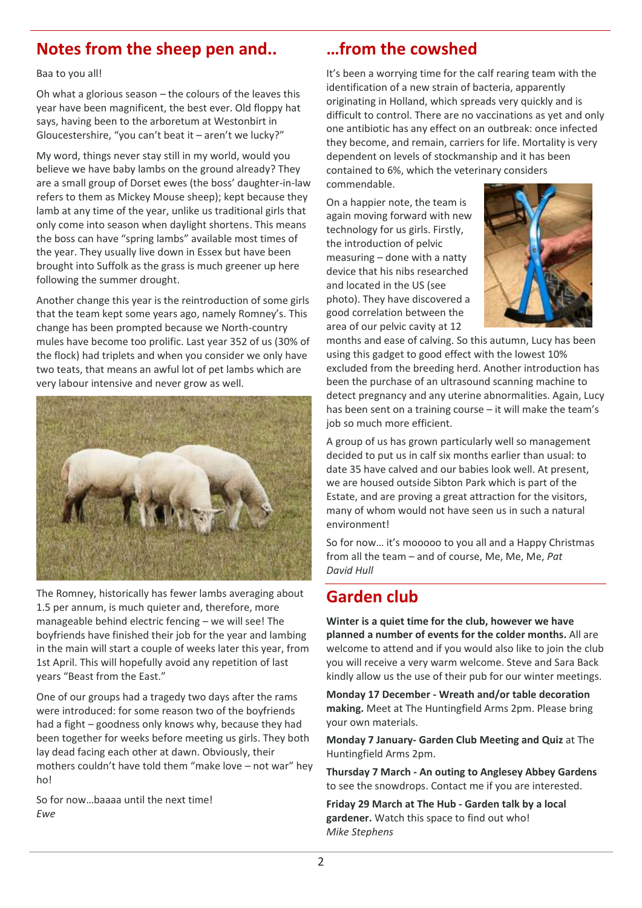## Notes from the sheep pen and..

Baa to you all!

Oh what a glorious season – the colours of the leaves this year have been magnificent, the best ever. Old floppy hat says, having been to the arboretum at Westonbirt in Gloucestershire, "you can't beat it – aren't we lucky?"

My word, things never stay still in my world, would you believe we have baby lambs on the ground already? They are a small group of Dorset ewes (the boss' daughter-in-law refers to them as Mickey Mouse sheep); kept because they lamb at any time of the year, unlike us traditional girls that only come into season when daylight shortens. This means the boss can have "spring lambs" available most times of the year. They usually live down in Essex but have been brought into Suffolk as the grass is much greener up here following the summer drought.

Another change this year is the reintroduction of some girls that the team kept some years ago, namely Romney's. This change has been prompted because we North-country mules have become too prolific. Last year 352 of us (30% of the flock) had triplets and when you consider we only have two teats, that means an awful lot of pet lambs which are very labour intensive and never grow as well.

The Romney, historically has fewer lambs averaging about 1.5 per annum, is much quieter and, therefore, more manageable behind electric fencing – we will see! The boyfriends have finished their job for the year and lambing in the main will start a couple of weeks later this year, from 1st April. This will hopefully avoid any repetition of last years "Beast from the East."

One of our groups had a tragedy two days after the rams were introduced: for some reason two of the boyfriends had a fight – goodness only knows why, because they had been together for weeks before meeting us girls. They both lay dead facing each other at dawn. Obviously, their mothers couldn't have told them "make love – not war" hey ho!

So for now…baaaa until the next time!
*Ewe*

## …from the cowshed

It's been a worrying time for the calf rearing team with the identification of a new strain of bacteria, apparently originating in Holland, which spreads very quickly and is difficult to control. There are no vaccinations as yet and only one antibiotic has any effect on an outbreak: once infected they become, and remain, carriers for life. Mortality is very dependent on levels of stockmanship and it has been contained to 6%, which the veterinary considers commendable.

On a happier note, the team is again moving forward with new technology for us girls. Firstly, the introduction of pelvic measuring – done with a natty device that his nibs researched and located in the US (see photo). They have discovered a good correlation between the area of our pelvic cavity at 12 months and ease of calving. So this autumn, Lucy has been using this gadget to good effect with the lowest 10% excluded from the breeding herd. Another introduction has been the purchase of an ultrasound scanning machine to detect pregnancy and any uterine abnormalities. Again, Lucy has been sent on a training course – it will make the team's job so much more efficient.

A group of us has grown particularly well so management decided to put us in calf six months earlier than usual: to date 35 have calved and our babies look well. At present, we are housed outside Sibton Park which is part of the Estate, and are proving a great attraction for the visitors, many of whom would not have seen us in such a natural environment!

So for now… it's mooooo to you all and a Happy Christmas from all the team – and of course, Me, Me, Me, *Pat David Hull*

## Garden club

**Winter is a quiet time for the club, however we have planned a number of events for the colder months.** All are welcome to attend and if you would also like to join the club you will receive a very warm welcome. Steve and Sara Back kindly allow us the use of their pub for our winter meetings.

**Monday 17 December - Wreath and/or table decoration making.** Meet at The Huntingfield Arms 2pm. Please bring your own materials.

**Monday 7 January- Garden Club Meeting and Quiz** at The Huntingfield Arms 2pm.

**Thursday 7 March - An outing to Anglesey Abbey Gardens** to see the snowdrops. Contact me if you are interested.

**Friday 29 March at The Hub - Garden talk by a local gardener.** Watch this space to find out who!
*Mike Stephens*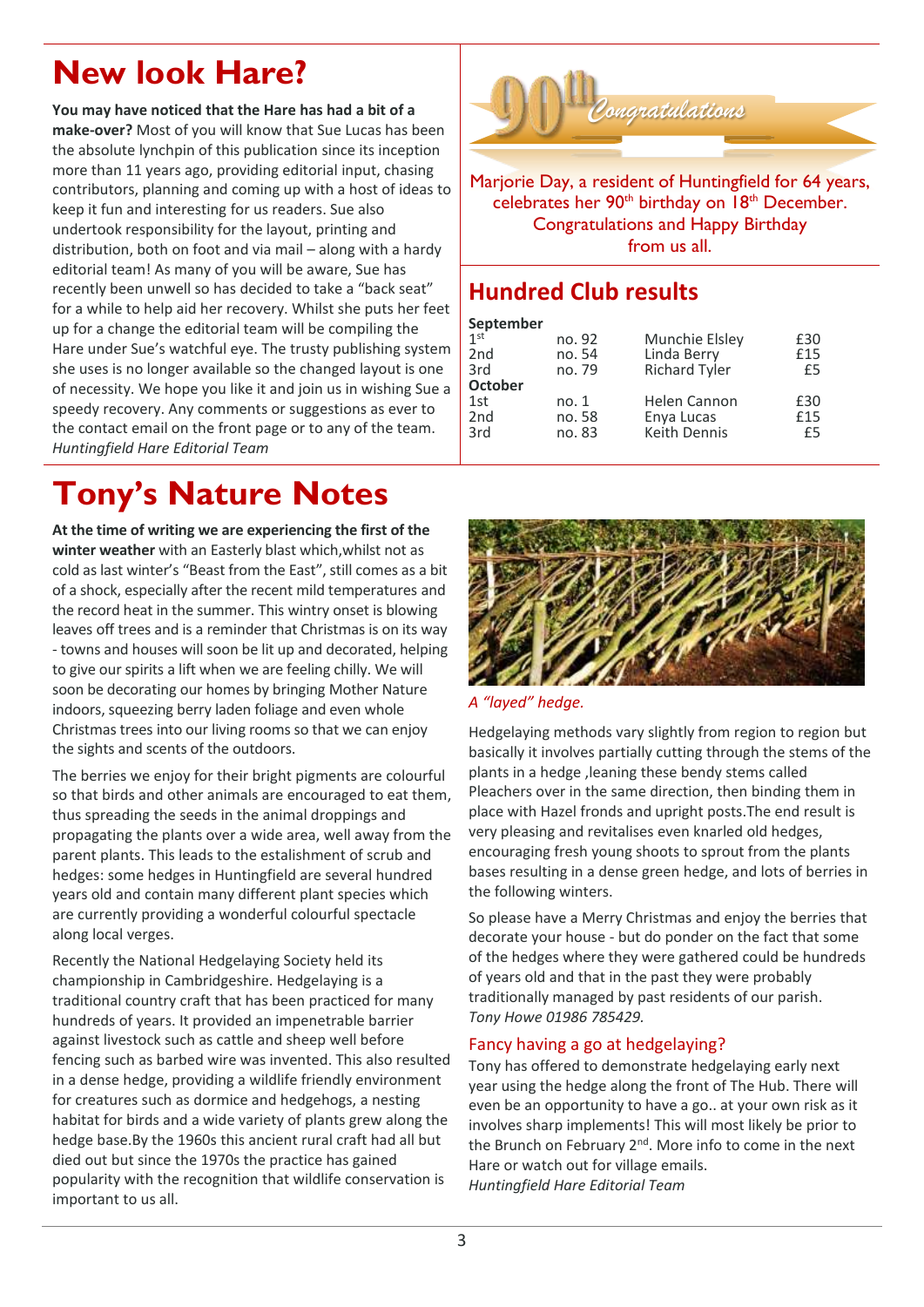# New look Hare?

**You may have noticed that the Hare has had a bit of a make-over?** Most of you will know that Sue Lucas has been the absolute lynchpin of this publication since its inception more than 11 years ago, providing editorial input, chasing contributors, planning and coming up with a host of ideas to keep it fun and interesting for us readers. Sue also undertook responsibility for the layout, printing and distribution, both on foot and via mail – along with a hardy editorial team! As many of you will be aware, Sue has recently been unwell so has decided to take a "back seat" for a while to help aid her recovery. Whilst she puts her feet up for a change the editorial team will be compiling the Hare under Sue's watchful eye. The trusty publishing system she uses is no longer available so the changed layout is one of necessity. We hope you like it and join us in wishing Sue a speedy recovery. Any comments or suggestions as ever to the contact email on the front page or to any of the team.
*Huntingfield Hare Editorial Team*

## 90th Congratulations

Marjorie Day, a resident of Huntingfield for 64 years, celebrates her 90th birthday on 18th December. Congratulations and Happy Birthday from us all.

## Hundred Club results

**September**

| | | | |
|---|---|---|---|
| 1st | no. 92 | Munchie Elsley | £30 |
| 2nd | no. 54 | Linda Berry | £15 |
| 3rd | no. 79 | Richard Tyler | £5 |

**October**

| | | | |
|---|---|---|---|
| 1st | no. 1 | Helen Cannon | £30 |
| 2nd | no. 58 | Enya Lucas | £15 |
| 3rd | no. 83 | Keith Dennis | £5 |

# Tony's Nature Notes

**At the time of writing we are experiencing the first of the winter weather** with an Easterly blast which,whilst not as cold as last winter's "Beast from the East", still comes as a bit of a shock, especially after the recent mild temperatures and the record heat in the summer. This wintry onset is blowing leaves off trees and is a reminder that Christmas is on its way - towns and houses will soon be lit up and decorated, helping to give our spirits a lift when we are feeling chilly. We will soon be decorating our homes by bringing Mother Nature indoors, squeezing berry laden foliage and even whole Christmas trees into our living rooms so that we can enjoy the sights and scents of the outdoors.

The berries we enjoy for their bright pigments are colourful so that birds and other animals are encouraged to eat them, thus spreading the seeds in the animal droppings and propagating the plants over a wide area, well away from the parent plants. This leads to the estalishment of scrub and hedges: some hedges in Huntingfield are several hundred years old and contain many different plant species which are currently providing a wonderful colourful spectacle along local verges.

Recently the National Hedgelaying Society held its championship in Cambridgeshire. Hedgelaying is a traditional country craft that has been practiced for many hundreds of years. It provided an impenetrable barrier against livestock such as cattle and sheep well before fencing such as barbed wire was invented. This also resulted in a dense hedge, providing a wildlife friendly environment for creatures such as dormice and hedgehogs, a nesting habitat for birds and a wide variety of plants grew along the hedge base.By the 1960s this ancient rural craft had all but died out but since the 1970s the practice has gained popularity with the recognition that wildlife conservation is important to us all.

*A "layed" hedge.*

Hedgelaying methods vary slightly from region to region but basically it involves partially cutting through the stems of the plants in a hedge ,leaning these bendy stems called Pleachers over in the same direction, then binding them in place with Hazel fronds and upright posts.The end result is very pleasing and revitalises even knarled old hedges, encouraging fresh young shoots to sprout from the plants bases resulting in a dense green hedge, and lots of berries in the following winters.

So please have a Merry Christmas and enjoy the berries that decorate your house - but do ponder on the fact that some of the hedges where they were gathered could be hundreds of years old and that in the past they were probably traditionally managed by past residents of our parish.
*Tony Howe 01986 785429.*

### Fancy having a go at hedgelaying?

Tony has offered to demonstrate hedgelaying early next year using the hedge along the front of The Hub. There will even be an opportunity to have a go.. at your own risk as it involves sharp implements! This will most likely be prior to the Brunch on February 2nd. More info to come in the next Hare or watch out for village emails.
*Huntingfield Hare Editorial Team*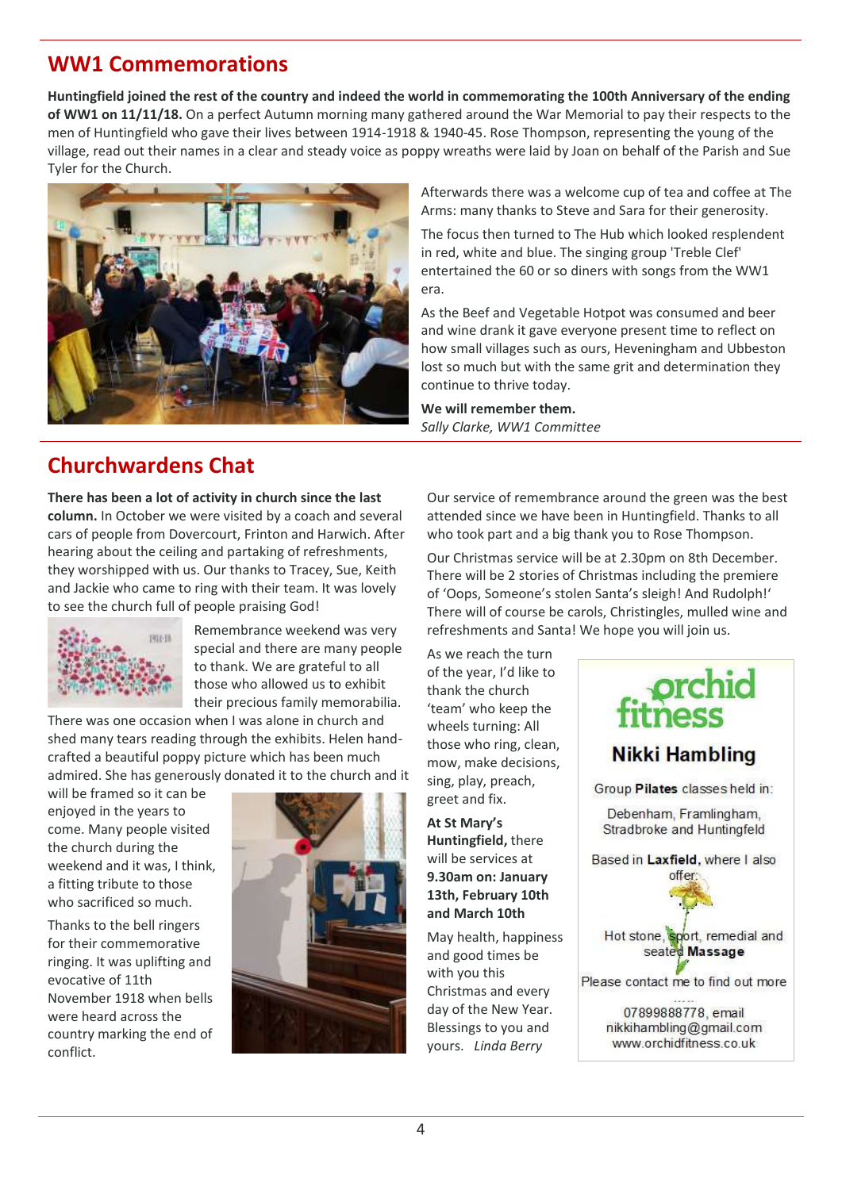## WW1 Commemorations

**Huntingfield joined the rest of the country and indeed the world in commemorating the 100th Anniversary of the ending of WW1 on 11/11/18.** On a perfect Autumn morning many gathered around the War Memorial to pay their respects to the men of Huntingfield who gave their lives between 1914-1918 & 1940-45. Rose Thompson, representing the young of the village, read out their names in a clear and steady voice as poppy wreaths were laid by Joan on behalf of the Parish and Sue Tyler for the Church.

Afterwards there was a welcome cup of tea and coffee at The Arms: many thanks to Steve and Sara for their generosity.

The focus then turned to The Hub which looked resplendent in red, white and blue. The singing group 'Treble Clef' entertained the 60 or so diners with songs from the WW1 era.

As the Beef and Vegetable Hotpot was consumed and beer and wine drank it gave everyone present time to reflect on how small villages such as ours, Heveningham and Ubbeston lost so much but with the same grit and determination they continue to thrive today.

**We will remember them.**

*Sally Clarke, WW1 Committee*

## Churchwardens Chat

**There has been a lot of activity in church since the last column.** In October we were visited by a coach and several cars of people from Dovercourt, Frinton and Harwich. After hearing about the ceiling and partaking of refreshments, they worshipped with us. Our thanks to Tracey, Sue, Keith and Jackie who came to ring with their team. It was lovely to see the church full of people praising God!

Remembrance weekend was very special and there are many people to thank. We are grateful to all those who allowed us to exhibit their precious family memorabilia. There was one occasion when I was alone in church and shed many tears reading through the exhibits. Helen hand-crafted a beautiful poppy picture which has been much admired. She has generously donated it to the church and it will be framed so it can be enjoyed in the years to come. Many people visited the church during the weekend and it was, I think, a fitting tribute to those who sacrificed so much.

Thanks to the bell ringers for their commemorative ringing. It was uplifting and evocative of 11th November 1918 when bells were heard across the country marking the end of conflict.

Our service of remembrance around the green was the best attended since we have been in Huntingfield. Thanks to all who took part and a big thank you to Rose Thompson.

Our Christmas service will be at 2.30pm on 8th December. There will be 2 stories of Christmas including the premiere of 'Oops, Someone's stolen Santa's sleigh! And Rudolph!' There will of course be carols, Christingles, mulled wine and refreshments and Santa! We hope you will join us.

As we reach the turn of the year, I'd like to thank the church 'team' who keep the wheels turning: All those who ring, clean, mow, make decisions, sing, play, preach, greet and fix.

**At St Mary's Huntingfield,** there will be services at **9.30am on: January 13th, February 10th and March 10th**

May health, happiness and good times be with you this Christmas and every day of the New Year. Blessings to you and yours. *Linda Berry*

---

**orchid fitness**

**Nikki Hambling**

Group **Pilates** classes held in:

Debenham, Framlingham, Stradbroke and Huntingfield

Based in **Laxfield**, where I also offer:

Hot stone, sport, remedial and seated **Massage**

Please contact me to find out more

07899888778, email nikkihambling@gmail.com
www.orchidfitness.co.uk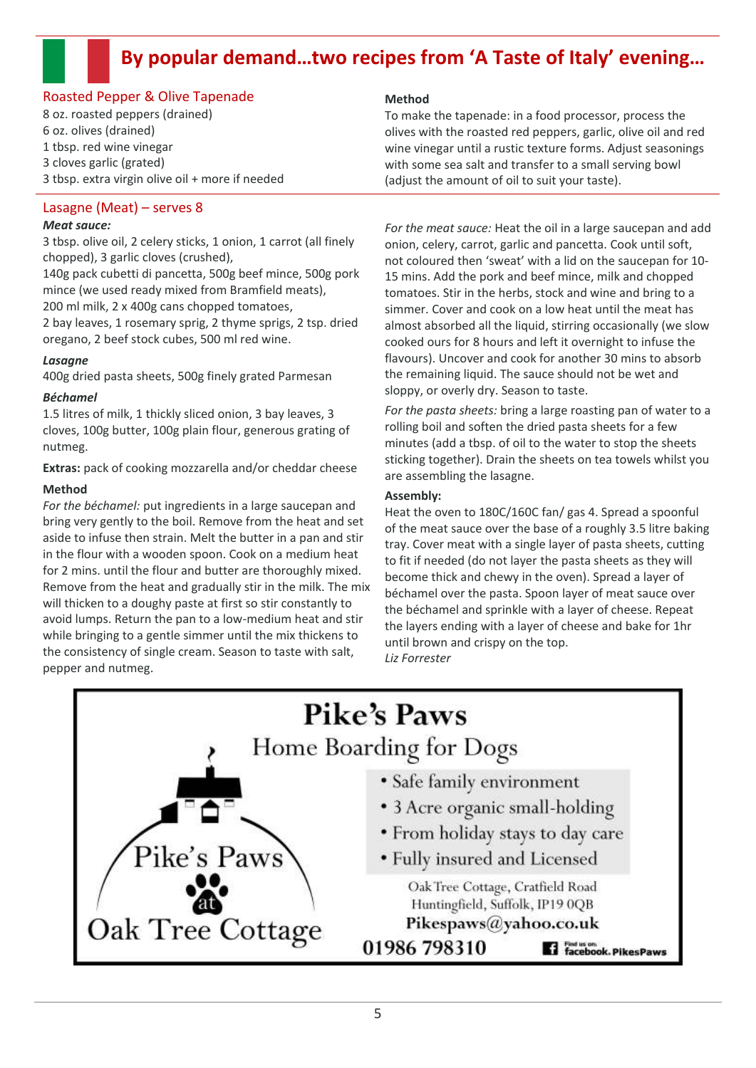# By popular demand…two recipes from 'A Taste of Italy' evening…

## Roasted Pepper & Olive Tapenade

8 oz. roasted peppers (drained)
6 oz. olives (drained)
1 tbsp. red wine vinegar
3 cloves garlic (grated)
3 tbsp. extra virgin olive oil + more if needed

**Method**

To make the tapenade: in a food processor, process the olives with the roasted red peppers, garlic, olive oil and red wine vinegar until a rustic texture forms. Adjust seasonings with some sea salt and transfer to a small serving bowl (adjust the amount of oil to suit your taste).

## Lasagne (Meat) – serves 8

***Meat sauce:***

3 tbsp. olive oil, 2 celery sticks, 1 onion, 1 carrot (all finely chopped), 3 garlic cloves (crushed),
140g pack cubetti di pancetta, 500g beef mince, 500g pork mince (we used ready mixed from Bramfield meats),
200 ml milk, 2 x 400g cans chopped tomatoes,
2 bay leaves, 1 rosemary sprig, 2 thyme sprigs, 2 tsp. dried oregano, 2 beef stock cubes, 500 ml red wine.

***Lasagne***

400g dried pasta sheets, 500g finely grated Parmesan

***Béchamel***

1.5 litres of milk, 1 thickly sliced onion, 3 bay leaves, 3 cloves, 100g butter, 100g plain flour, generous grating of nutmeg.

**Extras:** pack of cooking mozzarella and/or cheddar cheese

**Method**

*For the béchamel:* put ingredients in a large saucepan and bring very gently to the boil. Remove from the heat and set aside to infuse then strain. Melt the butter in a pan and stir in the flour with a wooden spoon. Cook on a medium heat for 2 mins. until the flour and butter are thoroughly mixed. Remove from the heat and gradually stir in the milk. The mix will thicken to a doughy paste at first so stir constantly to avoid lumps. Return the pan to a low-medium heat and stir while bringing to a gentle simmer until the mix thickens to the consistency of single cream. Season to taste with salt, pepper and nutmeg.

*For the meat sauce:* Heat the oil in a large saucepan and add onion, celery, carrot, garlic and pancetta. Cook until soft, not coloured then 'sweat' with a lid on the saucepan for 10-15 mins. Add the pork and beef mince, milk and chopped tomatoes. Stir in the herbs, stock and wine and bring to a simmer. Cover and cook on a low heat until the meat has almost absorbed all the liquid, stirring occasionally (we slow cooked ours for 8 hours and left it overnight to infuse the flavours). Uncover and cook for another 30 mins to absorb the remaining liquid. The sauce should not be wet and sloppy, or overly dry. Season to taste.

*For the pasta sheets:* bring a large roasting pan of water to a rolling boil and soften the dried pasta sheets for a few minutes (add a tbsp. of oil to the water to stop the sheets sticking together). Drain the sheets on tea towels whilst you are assembling the lasagne.

**Assembly:**

Heat the oven to 180C/160C fan/ gas 4. Spread a spoonful of the meat sauce over the base of a roughly 3.5 litre baking tray. Cover meat with a single layer of pasta sheets, cutting to fit if needed (do not layer the pasta sheets as they will become thick and chewy in the oven). Spread a layer of béchamel over the pasta. Spoon layer of meat sauce over the béchamel and sprinkle with a layer of cheese. Repeat the layers ending with a layer of cheese and bake for 1hr until brown and crispy on the top.

*Liz Forrester*

---

**Pike's Paws**
Home Boarding for Dogs

Pike's Paws at Oak Tree Cottage

- Safe family environment
- 3 Acre organic small-holding
- From holiday stays to day care
- Fully insured and Licensed

Oak Tree Cottage, Cratfield Road
Huntingfield, Suffolk, IP19 0QB
**Pikespaws@yahoo.co.uk**
**01986 798310**
Find us on: facebook. PikesPaws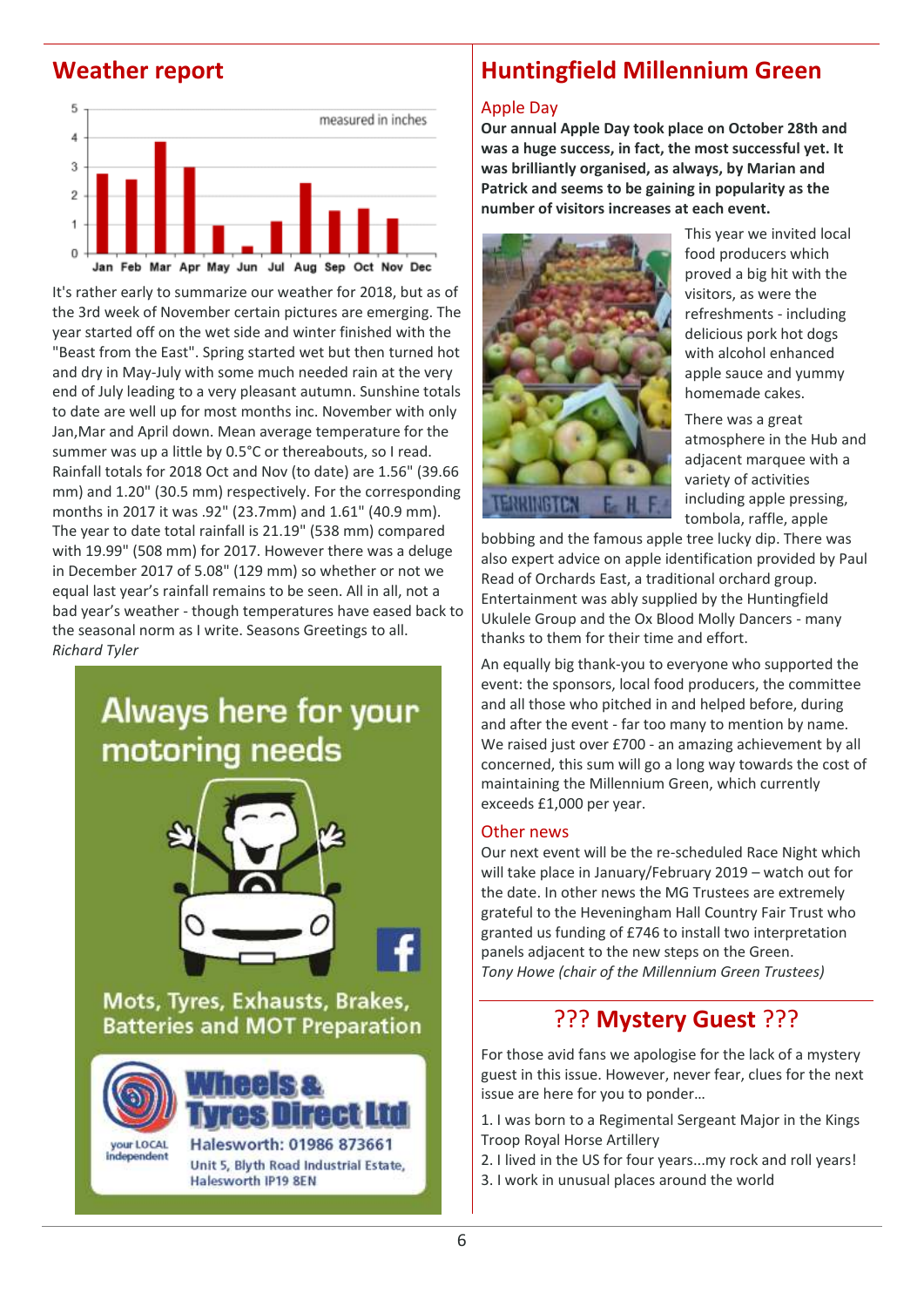## Weather report

It's rather early to summarize our weather for 2018, but as of the 3rd week of November certain pictures are emerging. The year started off on the wet side and winter finished with the "Beast from the East". Spring started wet but then turned hot and dry in May-July with some much needed rain at the very end of July leading to a very pleasant autumn. Sunshine totals to date are well up for most months inc. November with only Jan,Mar and April down. Mean average temperature for the summer was up a little by 0.5°C or thereabouts, so I read. Rainfall totals for 2018 Oct and Nov (to date) are 1.56" (39.66 mm) and 1.20" (30.5 mm) respectively. For the corresponding months in 2017 it was .92" (23.7mm) and 1.61" (40.9 mm). The year to date total rainfall is 21.19" (538 mm) compared with 19.99" (508 mm) for 2017. However there was a deluge in December 2017 of 5.08" (129 mm) so whether or not we equal last year's rainfall remains to be seen. All in all, not a bad year's weather - though temperatures have eased back to the seasonal norm as I write. Seasons Greetings to all.

*Richard Tyler*

Always here for your motoring needs

Mots, Tyres, Exhausts, Brakes, Batteries and MOT Preparation

your LOCAL Independent

**Wheels & Tyres Direct Ltd**

Halesworth: 01986 873661

Unit 5, Blyth Road Industrial Estate, Halesworth IP19 8EN

## Huntingfield Millennium Green

### Apple Day

**Our annual Apple Day took place on October 28th and was a huge success, in fact, the most successful yet. It was brilliantly organised, as always, by Marian and Patrick and seems to be gaining in popularity as the number of visitors increases at each event.**

This year we invited local food producers which proved a big hit with the visitors, as were the refreshments - including delicious pork hot dogs with alcohol enhanced apple sauce and yummy homemade cakes.

There was a great atmosphere in the Hub and adjacent marquee with a variety of activities including apple pressing, tombola, raffle, apple bobbing and the famous apple tree lucky dip. There was also expert advice on apple identification provided by Paul Read of Orchards East, a traditional orchard group. Entertainment was ably supplied by the Huntingfield Ukulele Group and the Ox Blood Molly Dancers - many thanks to them for their time and effort.

An equally big thank-you to everyone who supported the event: the sponsors, local food producers, the committee and all those who pitched in and helped before, during and after the event - far too many to mention by name. We raised just over £700 - an amazing achievement by all concerned, this sum will go a long way towards the cost of maintaining the Millennium Green, which currently exceeds £1,000 per year.

### Other news

Our next event will be the re-scheduled Race Night which will take place in January/February 2019 – watch out for the date. In other news the MG Trustees are extremely grateful to the Heveningham Hall Country Fair Trust who granted us funding of £746 to install two interpretation panels adjacent to the new steps on the Green.

*Tony Howe (chair of the Millennium Green Trustees)*

## ??? Mystery Guest ???

For those avid fans we apologise for the lack of a mystery guest in this issue. However, never fear, clues for the next issue are here for you to ponder...

1. I was born to a Regimental Sergeant Major in the Kings Troop Royal Horse Artillery
2. I lived in the US for four years...my rock and roll years!
3. I work in unusual places around the world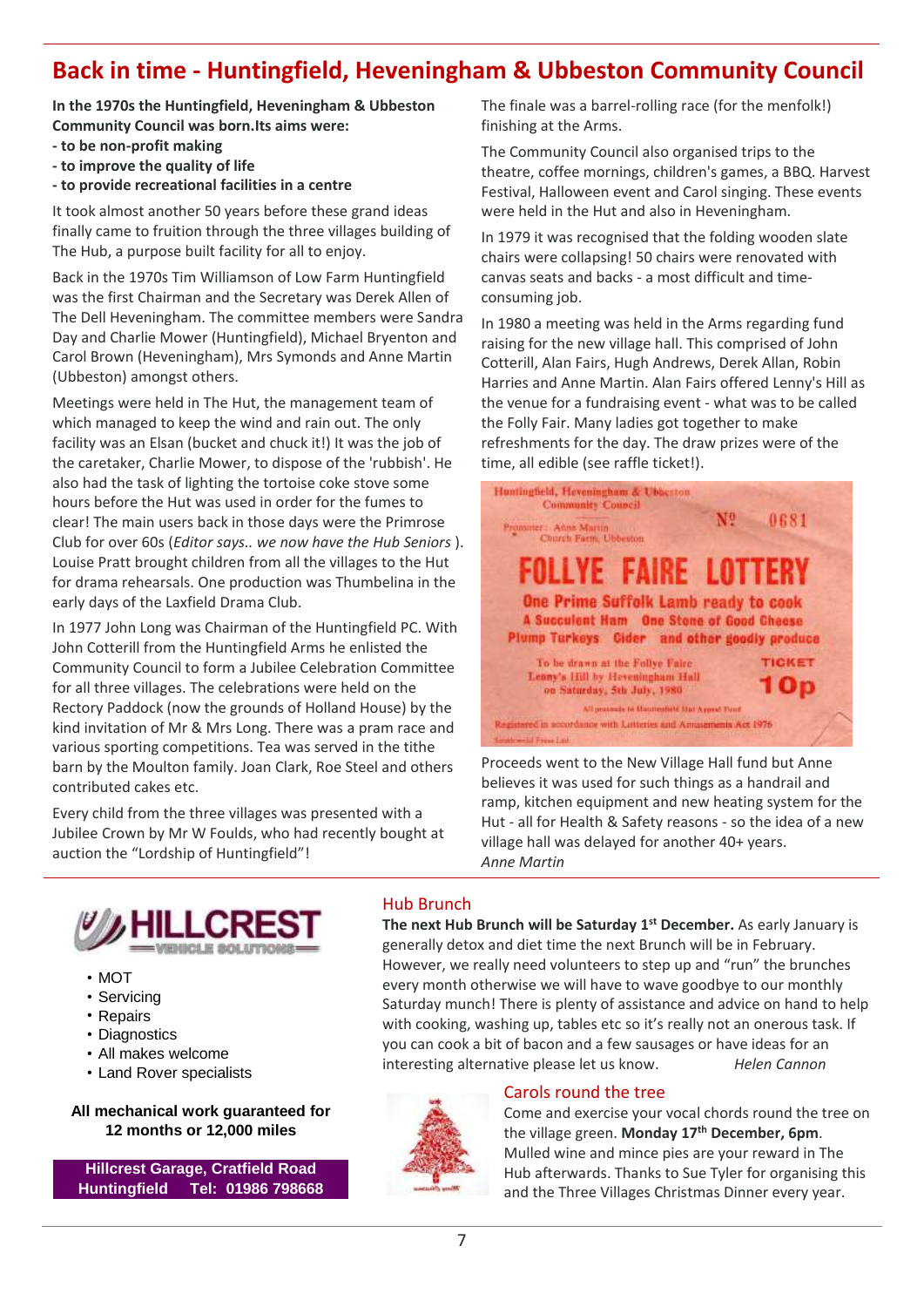# Back in time - Huntingfield, Heveningham & Ubbeston Community Council

**In the 1970s the Huntingfield, Heveningham & Ubbeston Community Council was born.Its aims were:**
**- to be non-profit making**
**- to improve the quality of life**
**- to provide recreational facilities in a centre**

It took almost another 50 years before these grand ideas finally came to fruition through the three villages building of The Hub, a purpose built facility for all to enjoy.

Back in the 1970s Tim Williamson of Low Farm Huntingfield was the first Chairman and the Secretary was Derek Allen of The Dell Heveningham. The committee members were Sandra Day and Charlie Mower (Huntingfield), Michael Bryenton and Carol Brown (Heveningham), Mrs Symonds and Anne Martin (Ubbeston) amongst others.

Meetings were held in The Hut, the management team of which managed to keep the wind and rain out. The only facility was an Elsan (bucket and chuck it!) It was the job of the caretaker, Charlie Mower, to dispose of the 'rubbish'. He also had the task of lighting the tortoise coke stove some hours before the Hut was used in order for the fumes to clear! The main users back in those days were the Primrose Club for over 60s (*Editor says.. we now have the Hub Seniors* ). Louise Pratt brought children from all the villages to the Hut for drama rehearsals. One production was Thumbelina in the early days of the Laxfield Drama Club.

In 1977 John Long was Chairman of the Huntingfield PC. With John Cotterill from the Huntingfield Arms he enlisted the Community Council to form a Jubilee Celebration Committee for all three villages. The celebrations were held on the Rectory Paddock (now the grounds of Holland House) by the kind invitation of Mr & Mrs Long. There was a pram race and various sporting competitions. Tea was served in the tithe barn by the Moulton family. Joan Clark, Roe Steel and others contributed cakes etc.

Every child from the three villages was presented with a Jubilee Crown by Mr W Foulds, who had recently bought at auction the "Lordship of Huntingfield"!

The finale was a barrel-rolling race (for the menfolk!) finishing at the Arms.

The Community Council also organised trips to the theatre, coffee mornings, children's games, a BBQ. Harvest Festival, Halloween event and Carol singing. These events were held in the Hut and also in Heveningham.

In 1979 it was recognised that the folding wooden slate chairs were collapsing! 50 chairs were renovated with canvas seats and backs - a most difficult and time-consuming job.

In 1980 a meeting was held in the Arms regarding fund raising for the new village hall. This comprised of John Cotterill, Alan Fairs, Hugh Andrews, Derek Allan, Robin Harries and Anne Martin. Alan Fairs offered Lenny's Hill as the venue for a fundraising event - what was to be called the Folly Fair. Many ladies got together to make refreshments for the day. The draw prizes were of the time, all edible (see raffle ticket!).

Huntingfield, Heveningham & Ubbeston Community Council
Promoter: Anne Martin, Church Farm, Ubbeston — № 0681

**FOLLYE FAIRE LOTTERY**
One Prime Suffolk Lamb ready to cook
A Succulent Ham — One Stone of Good Cheese
Plump Turkeys — Cider — and other goodly produce
To be drawn at the Follye Faire, Lenny's Hill by Heveningham Hall on Saturday, 5th July, 1980 — TICKET 10p
All proceeds to Huntingfield Hut Appeal Fund
Registered in accordance with Lotteries and Amusements Act 1976

Proceeds went to the New Village Hall fund but Anne believes it was used for such things as a handrail and ramp, kitchen equipment and new heating system for the Hut - all for Health & Safety reasons - so the idea of a new village hall was delayed for another 40+ years.

*Anne Martin*

---

**HILLCREST** VEHICLE SOLUTIONS

- MOT
- Servicing
- Repairs
- Diagnostics
- All makes welcome
- Land Rover specialists

**All mechanical work guaranteed for 12 months or 12,000 miles**

**Hillcrest Garage, Craftfield Road Huntingfield Tel: 01986 798668**

## Hub Brunch

**The next Hub Brunch will be Saturday 1st December.** As early January is generally detox and diet time the next Brunch will be in February. However, we really need volunteers to step up and "run" the brunches every month otherwise we will have to wave goodbye to our monthly Saturday munch! There is plenty of assistance and advice on hand to help with cooking, washing up, tables etc so it's really not an onerous task. If you can cook a bit of bacon and a few sausages or have ideas for an interesting alternative please let us know. *Helen Cannon*

## Carols round the tree

Come and exercise your vocal chords round the tree on the village green. **Monday 17th December, 6pm**. Mulled wine and mince pies are your reward in The Hub afterwards. Thanks to Sue Tyler for organising this and the Three Villages Christmas Dinner every year.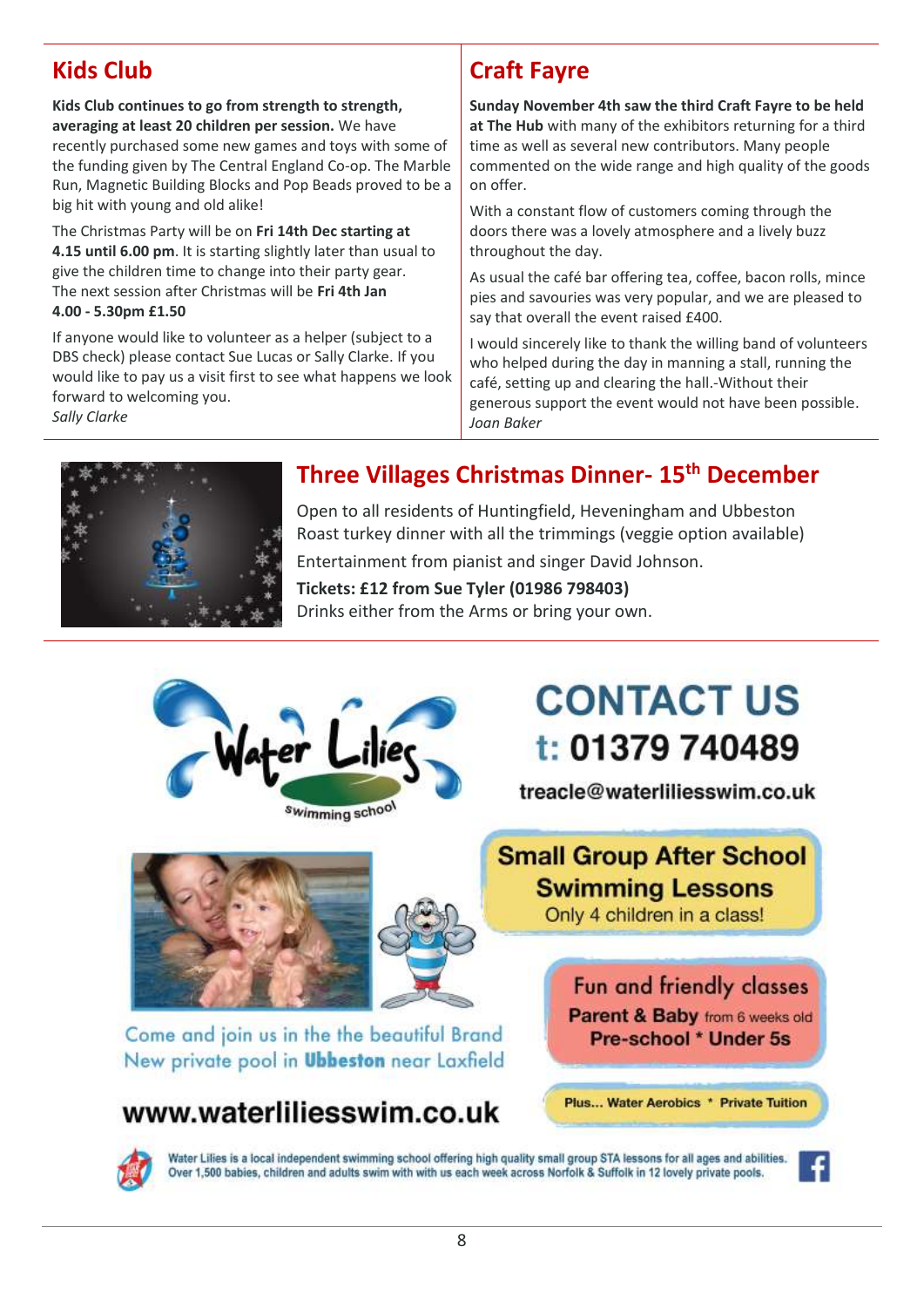## Kids Club

**Kids Club continues to go from strength to strength, averaging at least 20 children per session.** We have recently purchased some new games and toys with some of the funding given by The Central England Co-op. The Marble Run, Magnetic Building Blocks and Pop Beads proved to be a big hit with young and old alike!

The Christmas Party will be on **Fri 14th Dec starting at 4.15 until 6.00 pm**. It is starting slightly later than usual to give the children time to change into their party gear. The next session after Christmas will be **Fri 4th Jan 4.00 - 5.30pm £1.50**

If anyone would like to volunteer as a helper (subject to a DBS check) please contact Sue Lucas or Sally Clarke. If you would like to pay us a visit first to see what happens we look forward to welcoming you.

*Sally Clarke*

## Craft Fayre

**Sunday November 4th saw the third Craft Fayre to be held at The Hub** with many of the exhibitors returning for a third time as well as several new contributors. Many people commented on the wide range and high quality of the goods on offer.

With a constant flow of customers coming through the doors there was a lovely atmosphere and a lively buzz throughout the day.

As usual the café bar offering tea, coffee, bacon rolls, mince pies and savouries was very popular, and we are pleased to say that overall the event raised £400.

I would sincerely like to thank the willing band of volunteers who helped during the day in manning a stall, running the café, setting up and clearing the hall.-Without their generous support the event would not have been possible.

*Joan Baker*

## Three Villages Christmas Dinner- 15th December

Open to all residents of Huntingfield, Heveningham and Ubbeston
Roast turkey dinner with all the trimmings (veggie option available)

Entertainment from pianist and singer David Johnson.

**Tickets: £12 from Sue Tyler (01986 798403)**
Drinks either from the Arms or bring your own.

---

**Water Lilies** swimming school

**CONTACT US**
**t: 01379 740489**
treacle@waterliliesswim.co.uk

**Small Group After School Swimming Lessons**
Only 4 children in a class!

**Fun and friendly classes**
**Parent & Baby** from 6 weeks old
**Pre-school * Under 5s**

Come and join us in the the beautiful Brand New private pool in **Ubbeston** near Laxfield

**Plus... Water Aerobics * Private Tuition**

**www.waterliliesswim.co.uk**

Water Lilies is a local independent swimming school offering high quality small group STA lessons for all ages and abilities. Over 1,500 babies, children and adults swim with with us each week across Norfolk & Suffolk in 12 lovely private pools.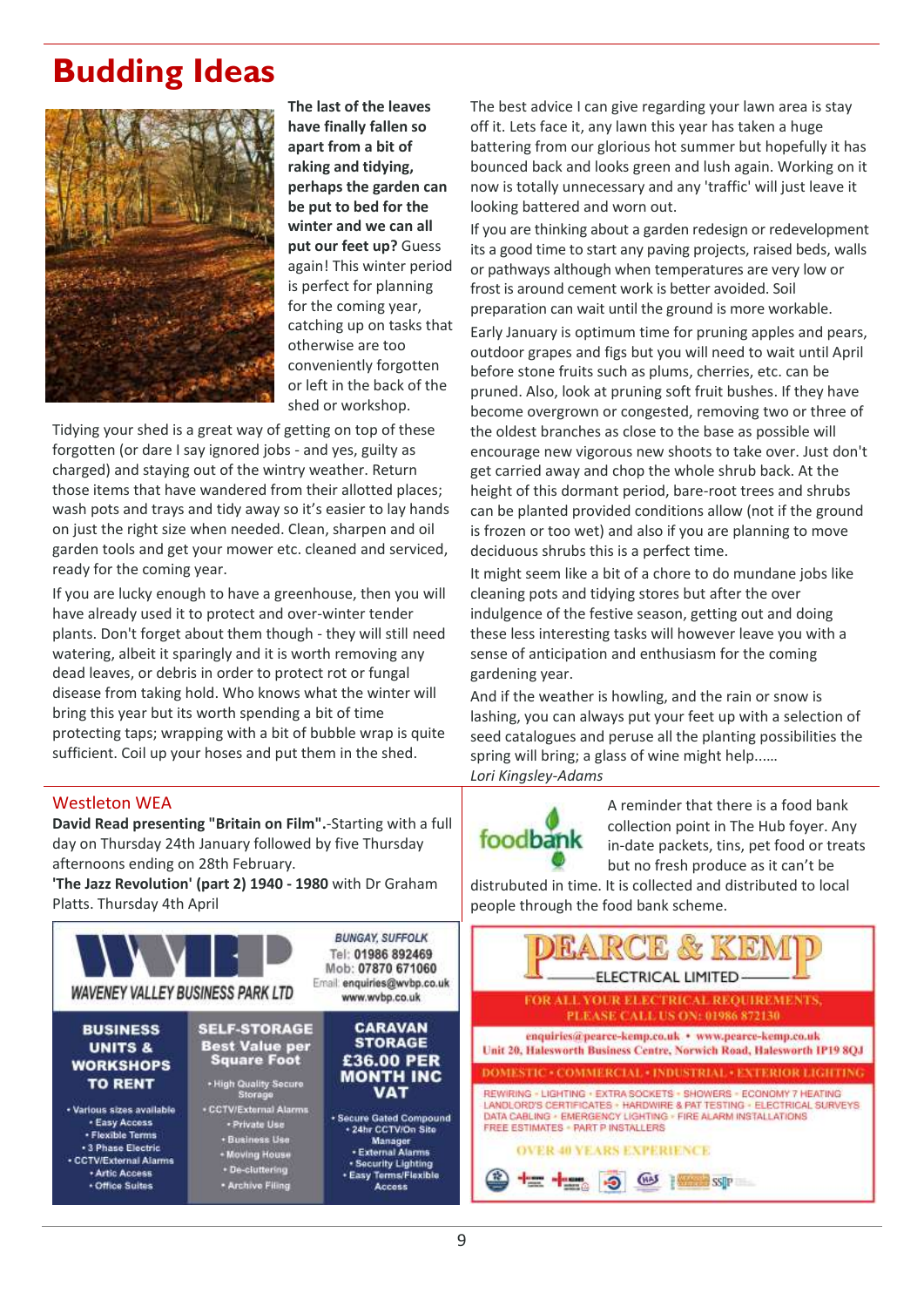# Budding Ideas

**The last of the leaves have finally fallen so apart from a bit of raking and tidying, perhaps the garden can be put to bed for the winter and we can all put our feet up?** Guess again! This winter period is perfect for planning for the coming year, catching up on tasks that otherwise are too conveniently forgotten or left in the back of the shed or workshop.

Tidying your shed is a great way of getting on top of these forgotten (or dare I say ignored jobs - and yes, guilty as charged) and staying out of the wintry weather. Return those items that have wandered from their allotted places; wash pots and trays and tidy away so it's easier to lay hands on just the right size when needed. Clean, sharpen and oil garden tools and get your mower etc. cleaned and serviced, ready for the coming year.

If you are lucky enough to have a greenhouse, then you will have already used it to protect and over-winter tender plants. Don't forget about them though - they will still need watering, albeit it sparingly and it is worth removing any dead leaves, or debris in order to protect rot or fungal disease from taking hold. Who knows what the winter will bring this year but its worth spending a bit of time protecting taps; wrapping with a bit of bubble wrap is quite sufficient. Coil up your hoses and put them in the shed.

The best advice I can give regarding your lawn area is stay off it. Lets face it, any lawn this year has taken a huge battering from our glorious hot summer but hopefully it has bounced back and looks green and lush again. Working on it now is totally unnecessary and any 'traffic' will just leave it looking battered and worn out.

If you are thinking about a garden redesign or redevelopment its a good time to start any paving projects, raised beds, walls or pathways although when temperatures are very low or frost is around cement work is better avoided. Soil preparation can wait until the ground is more workable.

Early January is optimum time for pruning apples and pears, outdoor grapes and figs but you will need to wait until April before stone fruits such as plums, cherries, etc. can be pruned. Also, look at pruning soft fruit bushes. If they have become overgrown or congested, removing two or three of the oldest branches as close to the base as possible will encourage new vigorous new shoots to take over. Just don't get carried away and chop the whole shrub back. At the height of this dormant period, bare-root trees and shrubs can be planted provided conditions allow (not if the ground is frozen or too wet) and also if you are planning to move deciduous shrubs this is a perfect time.

It might seem like a bit of a chore to do mundane jobs like cleaning pots and tidying stores but after the over indulgence of the festive season, getting out and doing these less interesting tasks will however leave you with a sense of anticipation and enthusiasm for the coming gardening year.

And if the weather is howling, and the rain or snow is lashing, you can always put your feet up with a selection of seed catalogues and peruse all the planting possibilities the spring will bring; a glass of wine might help......

*Lori Kingsley-Adams*

## Westleton WEA

**David Read presenting "Britain on Film".**-Starting with a full day on Thursday 24th January followed by five Thursday afternoons ending on 28th February.

**'The Jazz Revolution' (part 2) 1940 - 1980** with Dr Graham Platts. Thursday 4th April

foodbank

A reminder that there is a food bank collection point in The Hub foyer. Any in-date packets, tins, pet food or treats but no fresh produce as it can't be distrubuted in time. It is collected and distributed to local people through the food bank scheme.

**WVBP – WAVENEY VALLEY BUSINESS PARK LTD**

BUNGAY, SUFFOLK
Tel: 01986 892469
Mob: 07870 671060
Email: enquiries@wvbp.co.uk
www.wvbp.co.uk

**BUSINESS UNITS & WORKSHOPS TO RENT**
- Various sizes available
- Easy Access
- Flexible Terms
- 3 Phase Electric
- CCTV/External Alarms
- Artic Access
- Office Suites

**SELF-STORAGE Best Value per Square Foot**
- High Quality Secure Storage
- CCTV/External Alarms
- Private Use
- Business Use
- Moving House
- De-cluttering
- Archive Filing

**CARAVAN STORAGE £36.00 PER MONTH INC VAT**
- Secure Gated Compound
- 24hr CCTV/On Site Manager
- External Alarms
- Security Lighting
- Easy Terms/Flexible Access

**PEARCE & KEMP ELECTRICAL LIMITED**

FOR ALL YOUR ELECTRICAL REQUIREMENTS, PLEASE CALL US ON: 01986 872130

enquiries@pearce-kemp.co.uk • www.pearce-kemp.co.uk
Unit 20, Halesworth Business Centre, Norwich Road, Halesworth IP19 8QJ

DOMESTIC • COMMERCIAL • INDUSTRIAL • EXTERIOR LIGHTING

REWIRING • LIGHTING • EXTRA SOCKETS • SHOWERS • ECONOMY 7 HEATING
LANDLORD'S CERTIFICATES • HARDWIRE & PAT TESTING • ELECTRICAL SURVEYS
DATA CABLING • EMERGENCY LIGHTING • FIRE ALARM INSTALLATIONS
FREE ESTIMATES • PART P INSTALLERS

OVER 40 YEARS EXPERIENCE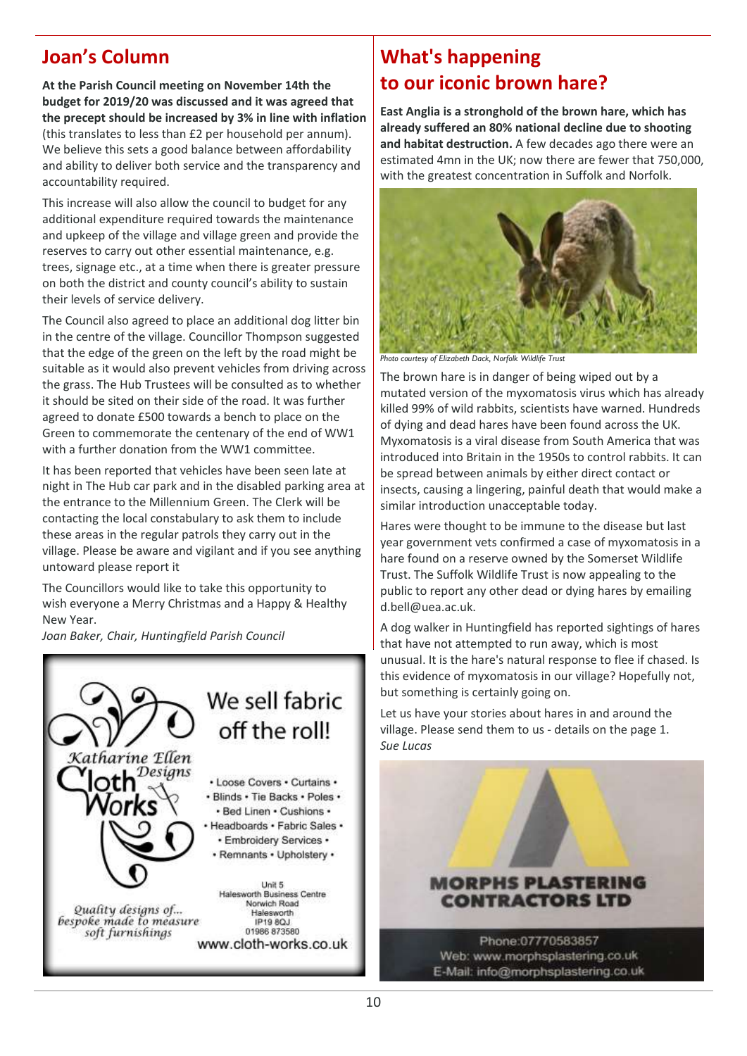## Joan's Column

**At the Parish Council meeting on November 14th the budget for 2019/20 was discussed and it was agreed that the precept should be increased by 3% in line with inflation** (this translates to less than £2 per household per annum). We believe this sets a good balance between affordability and ability to deliver both service and the transparency and accountability required.

This increase will also allow the council to budget for any additional expenditure required towards the maintenance and upkeep of the village and village green and provide the reserves to carry out other essential maintenance, e.g. trees, signage etc., at a time when there is greater pressure on both the district and county council's ability to sustain their levels of service delivery.

The Council also agreed to place an additional dog litter bin in the centre of the village. Councillor Thompson suggested that the edge of the green on the left by the road might be suitable as it would also prevent vehicles from driving across the grass. The Hub Trustees will be consulted as to whether it should be sited on their side of the road. It was further agreed to donate £500 towards a bench to place on the Green to commemorate the centenary of the end of WW1 with a further donation from the WW1 committee.

It has been reported that vehicles have been seen late at night in The Hub car park and in the disabled parking area at the entrance to the Millennium Green. The Clerk will be contacting the local constabulary to ask them to include these areas in the regular patrols they carry out in the village. Please be aware and vigilant and if you see anything untoward please report it

The Councillors would like to take this opportunity to wish everyone a Merry Christmas and a Happy & Healthy New Year.

*Joan Baker, Chair, Huntingfield Parish Council*

Katharine Ellen Designs Cloth Works

We sell fabric off the roll!

• Loose Covers • Curtains •
• Blinds • Tie Backs • Poles •
• Bed Linen • Cushions •
• Headboards • Fabric Sales •
• Embroidery Services •
• Remnants • Upholstery •

Quality designs of... bespoke made to measure soft furnishings

Unit 5
Halesworth Business Centre
Norwich Road
Halesworth
IP19 8QJ
01986 873580
www.cloth-works.co.uk

## What's happening to our iconic brown hare?

**East Anglia is a stronghold of the brown hare, which has already suffered an 80% national decline due to shooting and habitat destruction.** A few decades ago there were an estimated 4mn in the UK; now there are fewer that 750,000, with the greatest concentration in Suffolk and Norfolk.

*Photo courtesy of Elizabeth Dack, Norfolk Wildlife Trust*

The brown hare is in danger of being wiped out by a mutated version of the myxomatosis virus which has already killed 99% of wild rabbits, scientists have warned. Hundreds of dying and dead hares have been found across the UK. Myxomatosis is a viral disease from South America that was introduced into Britain in the 1950s to control rabbits. It can be spread between animals by either direct contact or insects, causing a lingering, painful death that would make a similar introduction unacceptable today.

Hares were thought to be immune to the disease but last year government vets confirmed a case of myxomatosis in a hare found on a reserve owned by the Somerset Wildlife Trust. The Suffolk Wildlife Trust is now appealing to the public to report any other dead or dying hares by emailing d.bell@uea.ac.uk.

A dog walker in Huntingfield has reported sightings of hares that have not attempted to run away, which is most unusual. It is the hare's natural response to flee if chased. Is this evidence of myxomatosis in our village? Hopefully not, but something is certainly going on.

Let us have your stories about hares in and around the village. Please send them to us - details on the page 1.

*Sue Lucas*

MORPHS PLASTERING CONTRACTORS LTD

Phone:07770583857
Web: www.morphsplastering.co.uk
E-Mail: info@morphsplastering.co.uk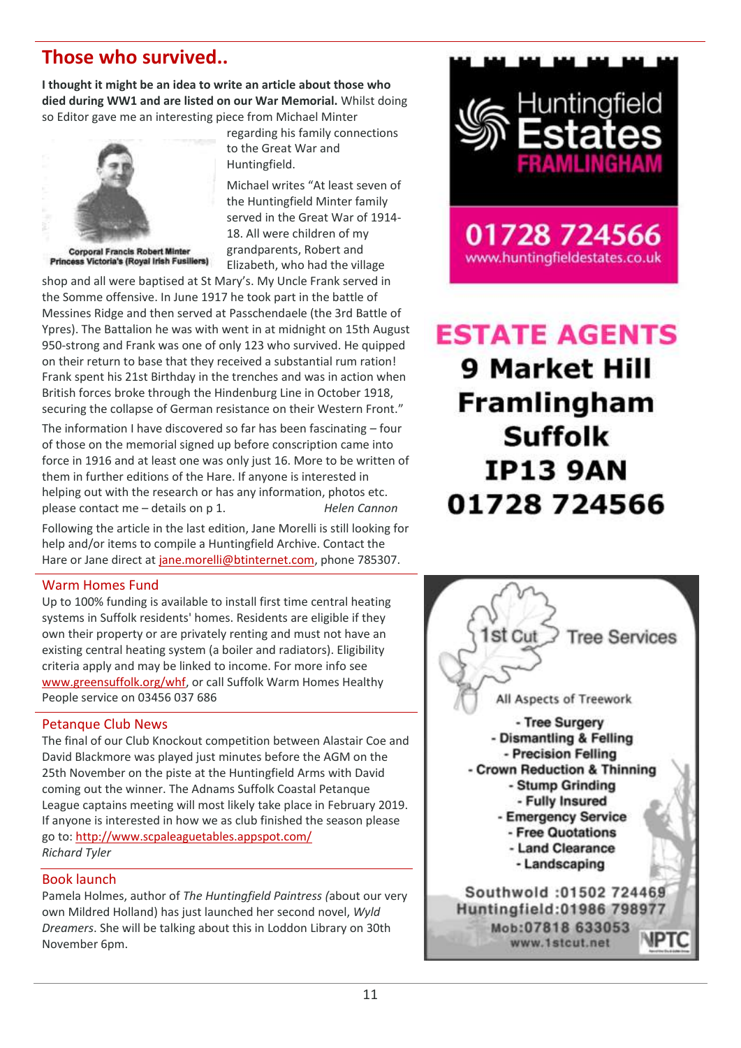## Those who survived..

**I thought it might be an idea to write an article about those who died during WW1 and are listed on our War Memorial.** Whilst doing so Editor gave me an interesting piece from Michael Minter regarding his family connections to the Great War and Huntingfield.

Corporal Francis Robert Minter
Princess Victoria's (Royal Irish Fusiliers)

Michael writes "At least seven of the Huntingfield Minter family served in the Great War of 1914-18. All were children of my grandparents, Robert and Elizabeth, who had the village shop and all were baptised at St Mary's. My Uncle Frank served in the Somme offensive. In June 1917 he took part in the battle of Messines Ridge and then served at Passchendaele (the 3rd Battle of Ypres). The Battalion he was with went in at midnight on 15th August 950-strong and Frank was one of only 123 who survived. He quipped on their return to base that they received a substantial rum ration! Frank spent his 21st Birthday in the trenches and was in action when British forces broke through the Hindenburg Line in October 1918, securing the collapse of German resistance on their Western Front."

The information I have discovered so far has been fascinating – four of those on the memorial signed up before conscription came into force in 1916 and at least one was only just 16. More to be written of them in further editions of the Hare. If anyone is interested in helping out with the research or has any information, photos etc. please contact me – details on p 1. *Helen Cannon*

Following the article in the last edition, Jane Morelli is still looking for help and/or items to compile a Huntingfield Archive. Contact the Hare or Jane direct at jane.morelli@btinternet.com, phone 785307.

### Warm Homes Fund

Up to 100% funding is available to install first time central heating systems in Suffolk residents' homes. Residents are eligible if they own their property or are privately renting and must not have an existing central heating system (a boiler and radiators). Eligibility criteria apply and may be linked to income. For more info see www.greensuffolk.org/whf, or call Suffolk Warm Homes Healthy People service on 03456 037 686

### Petanque Club News

The final of our Club Knockout competition between Alastair Coe and David Blackmore was played just minutes before the AGM on the 25th November on the piste at the Huntingfield Arms with David coming out the winner. The Adnams Suffolk Coastal Petanque League captains meeting will most likely take place in February 2019. If anyone is interested in how we as club finished the season please go to: http://www.scpaleaguetables.appspot.com/
*Richard Tyler*

### Book launch

Pamela Holmes, author of *The Huntingfield Paintress (*about our very own Mildred Holland) has just launched her second novel, *Wyld Dreamers*. She will be talking about this in Loddon Library on 30th November 6pm.

---

Huntingfield Estates
FRAMLINGHAM
01728 724566
www.huntingfieldestates.co.uk

**ESTATE AGENTS**
**9 Market Hill**
**Framlingham**
**Suffolk**
**IP13 9AN**
**01728 724566**

---

1st Cut Tree Services

All Aspects of Treework

- Tree Surgery
- Dismantling & Felling
- Precision Felling
- Crown Reduction & Thinning
- Stump Grinding
- Fully Insured
- Emergency Service
- Free Quotations
- Land Clearance
- Landscaping

Southwold :01502 724469
Huntingfield:01986 798977
Mob:07818 633053
www.1stcut.net
NPTC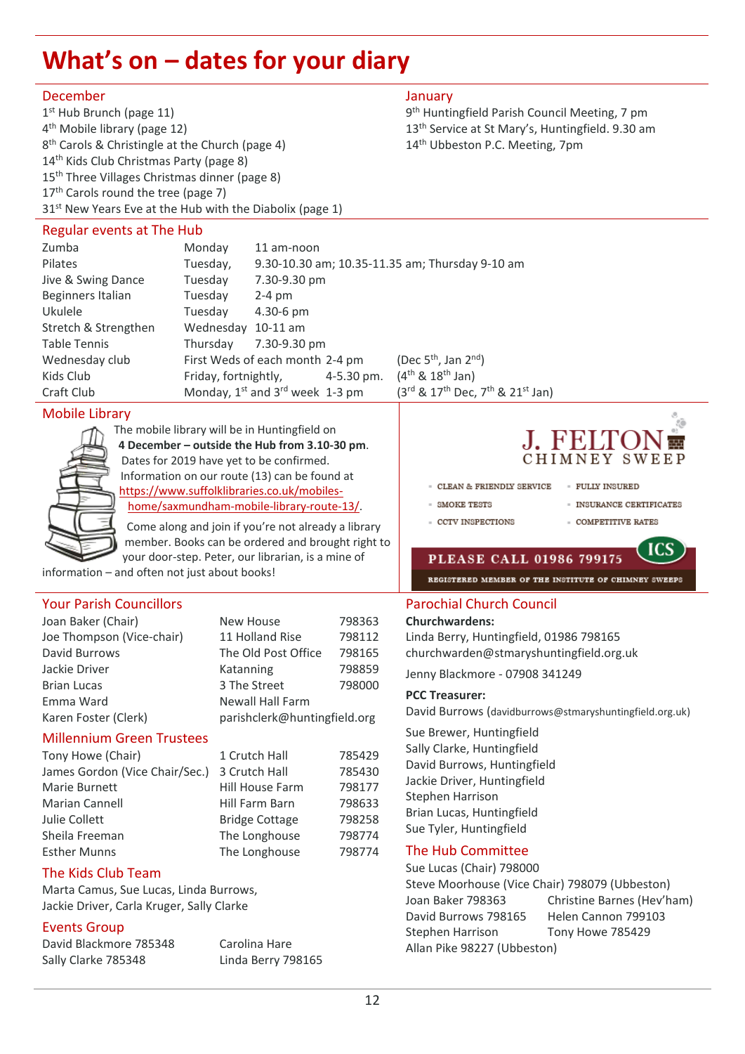# What's on – dates for your diary

## December

1st Hub Brunch (page 11)
4th Mobile library (page 12)
8th Carols & Christingle at the Church (page 4)
14th Kids Club Christmas Party (page 8)
15th Three Villages Christmas dinner (page 8)
17th Carols round the tree (page 7)
31st New Years Eve at the Hub with the Diabolix (page 1)

## January

9th Huntingfield Parish Council Meeting, 7 pm
13th Service at St Mary's, Huntingfield. 9.30 am
14th Ubbeston P.C. Meeting, 7pm

## Regular events at The Hub

| | | | |
|---|---|---|---|
| Zumba | Monday | 11 am-noon | |
| Pilates | Tuesday, | 9.30-10.30 am; 10.35-11.35 am; Thursday 9-10 am | |
| Jive & Swing Dance | Tuesday | 7.30-9.30 pm | |
| Beginners Italian | Tuesday | 2-4 pm | |
| Ukulele | Tuesday | 4.30-6 pm | |
| Stretch & Strengthen | Wednesday | 10-11 am | |
| Table Tennis | Thursday | 7.30-9.30 pm | |
| Wednesday club | First Weds of each month | 2-4 pm | (Dec 5th, Jan 2nd) |
| Kids Club | Friday, fortnightly, | 4-5.30 pm. | (4th & 18th Jan) |
| Craft Club | Monday, 1st and 3rd week | 1-3 pm | (3rd & 17th Dec, 7th & 21st Jan) |

## Mobile Library

The mobile library will be in Huntingfield on **4 December – outside the Hub from 3.10-30 pm**. Dates for 2019 have yet to be confirmed. Information on our route (13) can be found at https://www.suffolklibraries.co.uk/mobiles-home/saxmundham-mobile-library-route-13/.

Come along and join if you're not already a library member. Books can be ordered and brought right to your door-step. Peter, our librarian, is a mine of information – and often not just about books!

**J. FELTON CHIMNEY SWEEP**

- CLEAN & FRIENDLY SERVICE
- FULLY INSURED
- SMOKE TESTS
- INSURANCE CERTIFICATES
- CCTV INSPECTIONS
- COMPETITIVE RATES

ICS

PLEASE CALL 01986 799175

REGISTERED MEMBER OF THE INSTITUTE OF CHIMNEY SWEEPS

## Your Parish Councillors

| | | |
|---|---|---|
| Joan Baker (Chair) | New House | 798363 |
| Joe Thompson (Vice-chair) | 11 Holland Rise | 798112 |
| David Burrows | The Old Post Office | 798165 |
| Jackie Driver | Katanning | 798859 |
| Brian Lucas | 3 The Street | 798000 |
| Emma Ward | Newall Hall Farm | |
| Karen Foster (Clerk) | parishclerk@huntingfield.org | |

## Millennium Green Trustees

| | | |
|---|---|---|
| Tony Howe (Chair) | 1 Crutch Hall | 785429 |
| James Gordon (Vice Chair/Sec.) | 3 Crutch Hall | 785430 |
| Marie Burnett | Hill House Farm | 798177 |
| Marian Cannell | Hill Farm Barn | 798633 |
| Julie Collett | Bridge Cottage | 798258 |
| Sheila Freeman | The Longhouse | 798774 |
| Esther Munns | The Longhouse | 798774 |

## The Kids Club Team

Marta Camus, Sue Lucas, Linda Burrows, Jackie Driver, Carla Kruger, Sally Clarke

## Events Group

David Blackmore 785348
Sally Clarke 785348
Carolina Hare
Linda Berry 798165

## Parochial Church Council

**Churchwardens:**
Linda Berry, Huntingfield, 01986 798165
churchwarden@stmaryshuntingfield.org.uk

Jenny Blackmore - 07908 341249

**PCC Treasurer:**
David Burrows (davidburrows@stmaryshuntingfield.org.uk)

Sue Brewer, Huntingfield
Sally Clarke, Huntingfield
David Burrows, Huntingfield
Jackie Driver, Huntingfield
Stephen Harrison
Brian Lucas, Huntingfield
Sue Tyler, Huntingfield

## The Hub Committee

Sue Lucas (Chair) 798000
Steve Moorhouse (Vice Chair) 798079 (Ubbeston)
Joan Baker 798363
Christine Barnes (Hev'ham)
David Burrows 798165
Helen Cannon 799103
Stephen Harrison
Tony Howe 785429
Allan Pike 98227 (Ubbeston)